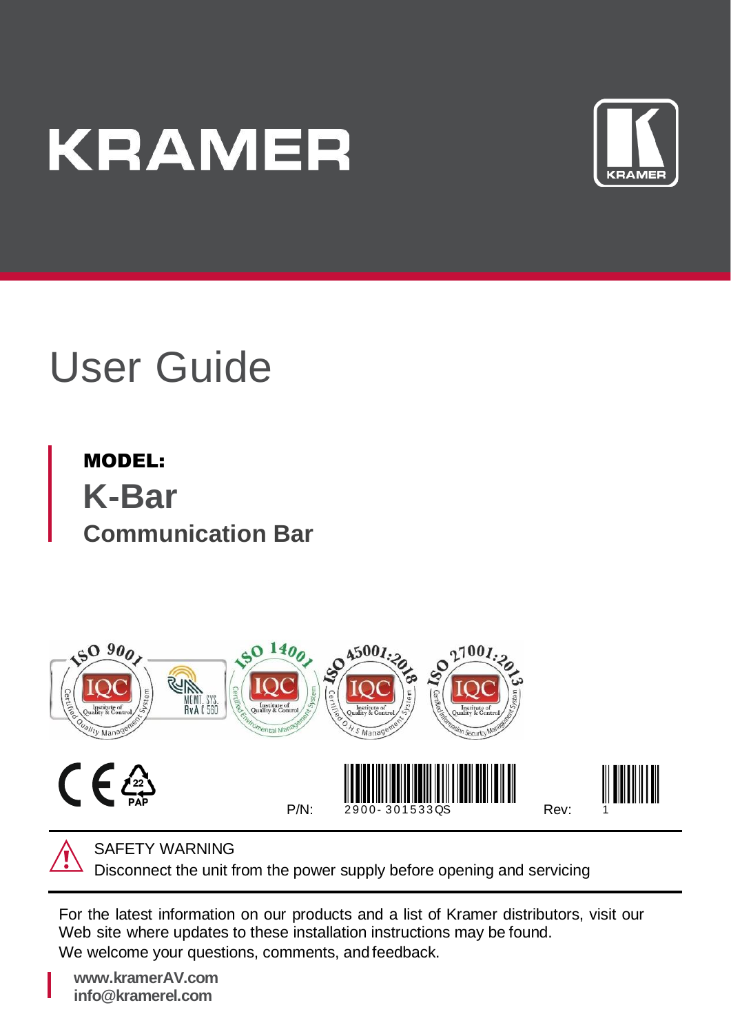# KRAMER

# User Guide

**MODEL:**

## K-Bar

### Communication Bar

P/N: 2900-301533QS

Rev: 1

SAFETY WARNING

Disconnect the unit from the power supply before opening and servicing

For the latest information on our products and a list of Kramer distributors, visit our Web site where updates to these installation instructions may be found.

We welcome your questions, comments, and feedback.

**www.kramerAV.com**
**info@kramerel.com**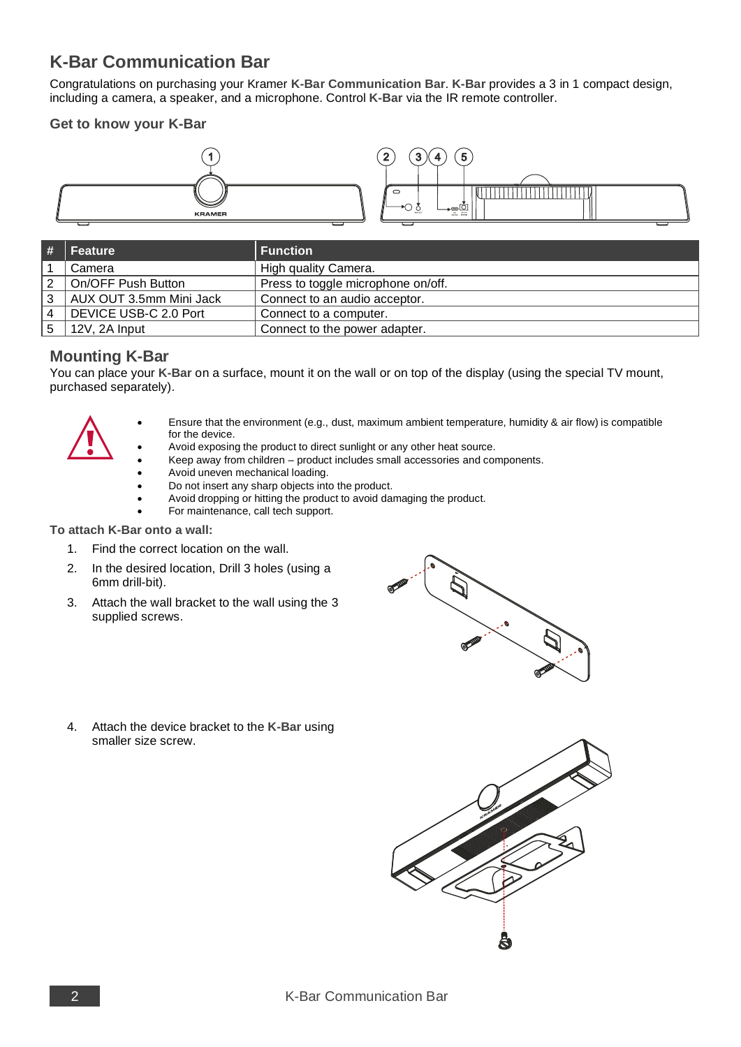# K-Bar Communication Bar

Congratulations on purchasing your Kramer **K-Bar Communication Bar**. **K-Bar** provides a 3 in 1 compact design, including a camera, a speaker, and a microphone. Control **K-Bar** via the IR remote controller.

### Get to know your K-Bar

| # | Feature | Function |
|---|---|---|
| 1 | Camera | High quality Camera. |
| 2 | On/OFF Push Button | Press to toggle microphone on/off. |
| 3 | AUX OUT 3.5mm Mini Jack | Connect to an audio acceptor. |
| 4 | DEVICE USB-C 2.0 Port | Connect to a computer. |
| 5 | 12V, 2A Input | Connect to the power adapter. |

## Mounting K-Bar

You can place your **K-Bar** on a surface, mount it on the wall or on top of the display (using the special TV mount, purchased separately).

- Ensure that the environment (e.g., dust, maximum ambient temperature, humidity & air flow) is compatible for the device.
- Avoid exposing the product to direct sunlight or any other heat source.
- Keep away from children – product includes small accessories and components.
- Avoid uneven mechanical loading.
- Do not insert any sharp objects into the product.
- Avoid dropping or hitting the product to avoid damaging the product.
- For maintenance, call tech support.

**To attach K-Bar onto a wall:**

1. Find the correct location on the wall.
2. In the desired location, Drill 3 holes (using a 6mm drill-bit).
3. Attach the wall bracket to the wall using the 3 supplied screws.
4. Attach the device bracket to the **K-Bar** using smaller size screw.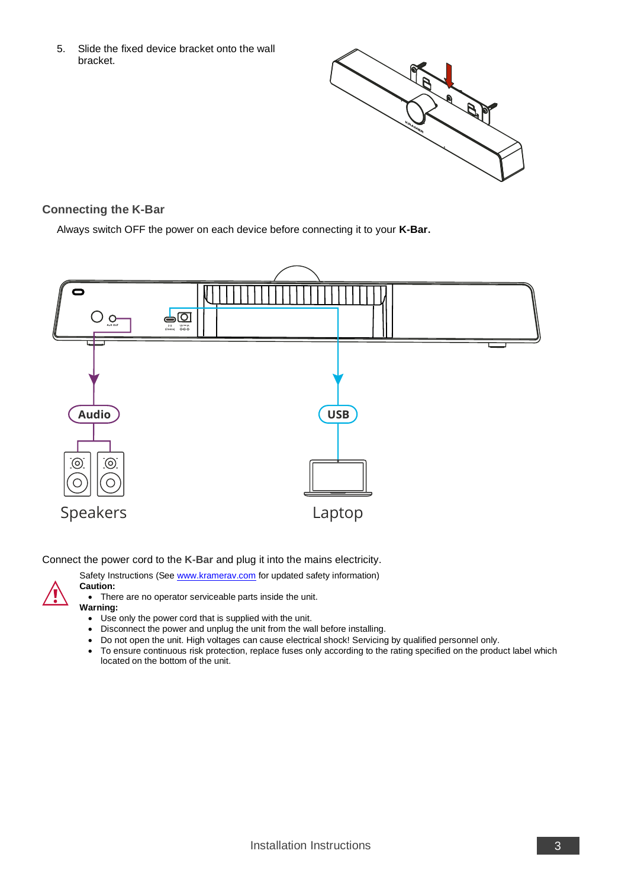5. Slide the fixed device bracket onto the wall bracket.

## Connecting the K-Bar

Always switch OFF the power on each device before connecting it to your **K-Bar.**

Audio

USB

Speakers

Laptop

Connect the power cord to the **K-Bar** and plug it into the mains electricity.

Safety Instructions (See www.kramerav.com for updated safety information)

**Caution:**

- There are no operator serviceable parts inside the unit.

**Warning:**

- Use only the power cord that is supplied with the unit.
- Disconnect the power and unplug the unit from the wall before installing.
- Do not open the unit. High voltages can cause electrical shock! Servicing by qualified personnel only.
- To ensure continuous risk protection, replace fuses only according to the rating specified on the product label which located on the bottom of the unit.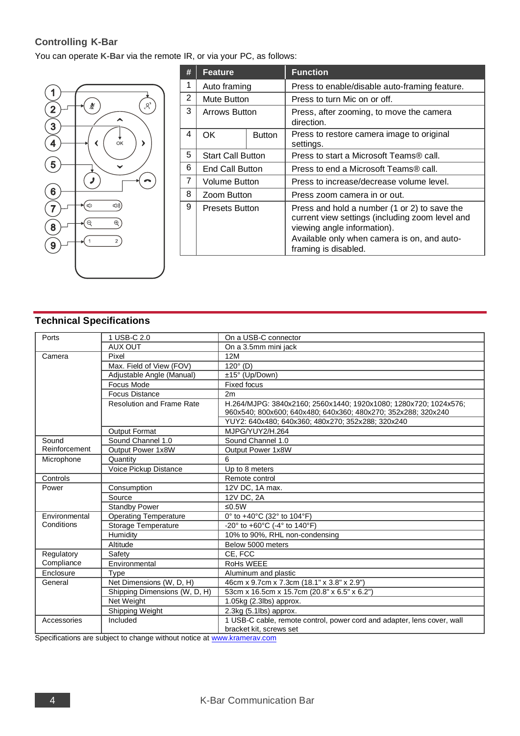## Controlling K-Bar

You can operate **K-Bar** via the remote IR, or via your PC, as follows:

| # | Feature | Function |
|---|---|---|
| 1 | Auto framing | Press to enable/disable auto-framing feature. |
| 2 | Mute Button | Press to turn Mic on or off. |
| 3 | Arrows Button | Press, after zooming, to move the camera direction. |
| 4 | OK Button | Press to restore camera image to original settings. |
| 5 | Start Call Button | Press to start a Microsoft Teams® call. |
| 6 | End Call Button | Press to end a Microsoft Teams® call. |
| 7 | Volume Button | Press to increase/decrease volume level. |
| 8 | Zoom Button | Press zoom camera in or out. |
| 9 | Presets Button | Press and hold a number (1 or 2) to save the current view settings (including zoom level and viewing angle information).<br>Available only when camera is on, and auto-framing is disabled. |

## Technical Specifications

| | | |
|---|---|---|
| Ports | 1 USB-C 2.0 | On a USB-C connector |
| | AUX OUT | On a 3.5mm mini jack |
| Camera | Pixel | 12M |
| | Max. Field of View (FOV) | 120° (D) |
| | Adjustable Angle (Manual) | ±15° (Up/Down) |
| | Focus Mode | Fixed focus |
| | Focus Distance | 2m |
| | Resolution and Frame Rate | H.264/MJPG: 3840x2160; 2560x1440; 1920x1080; 1280x720; 1024x576; 960x540; 800x600; 640x480; 640x360; 480x270; 352x288; 320x240 |
| | | YUY2: 640x480; 640x360; 480x270; 352x288; 320x240 |
| | Output Format | MJPG/YUY2/H.264 |
| Sound Reinforcement | Sound Channel 1.0 | Sound Channel 1.0 |
| | Output Power 1x8W | Output Power 1x8W |
| Microphone | Quantity | 6 |
| | Voice Pickup Distance | Up to 8 meters |
| Controls | | Remote control |
| Power | Consumption | 12V DC, 1A max. |
| | Source | 12V DC, 2A |
| | Standby Power | ≤0.5W |
| Environmental Conditions | Operating Temperature | 0° to +40°C (32° to 104°F) |
| | Storage Temperature | -20° to +60°C (-4° to 140°F) |
| | Humidity | 10% to 90%, RHL non-condensing |
| | Altitude | Below 5000 meters |
| Regulatory Compliance | Safety | CE, FCC |
| | Environmental | RoHs WEEE |
| Enclosure | Type | Aluminum and plastic |
| General | Net Dimensions (W, D, H) | 46cm x 9.7cm x 7.3cm (18.1" x 3.8" x 2.9") |
| | Shipping Dimensions (W, D, H) | 53cm x 16.5cm x 15.7cm (20.8" x 6.5" x 6.2") |
| | Net Weight | 1.05kg (2.3lbs) approx. |
| | Shipping Weight | 2.3kg (5.1lbs) approx. |
| Accessories | Included | 1 USB-C cable, remote control, power cord and adapter, lens cover, wall bracket kit, screws set |

Specifications are subject to change without notice at www.kramerav.com